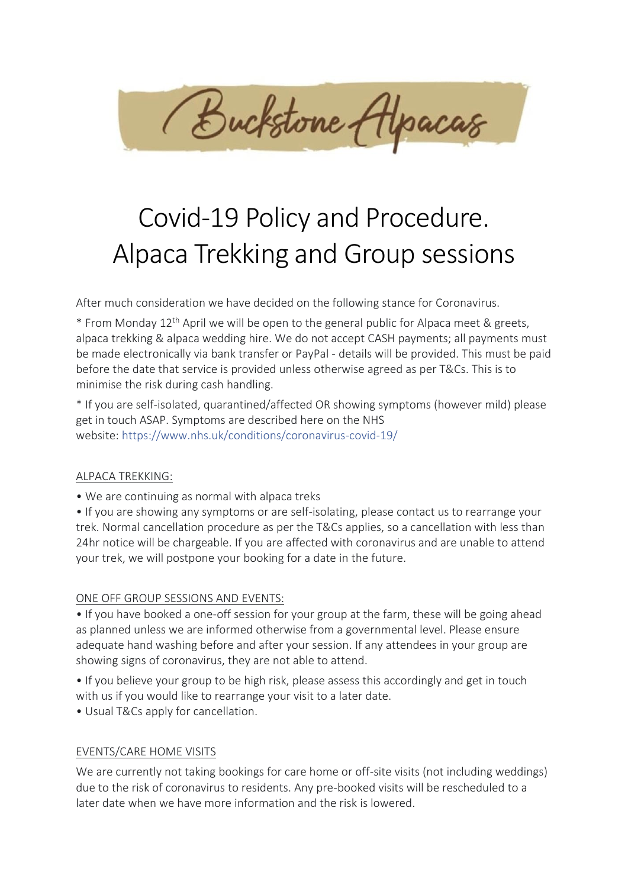Buckstone Alpacas

# Covid-19 Policy and Procedure. Alpaca Trekking and Group sessions

After much consideration we have decided on the following stance for Coronavirus.

* From Monday 12th April we will be open to the general public for Alpaca meet & greets, alpaca trekking & alpaca wedding hire. We do not accept CASH payments; all payments must be made electronically via bank transfer or PayPal - details will be provided. This must be paid before the date that service is provided unless otherwise agreed as per T&Cs. This is to minimise the risk during cash handling.

* If you are self-isolated, quarantined/affected OR showing symptoms (however mild) please get in touch ASAP. Symptoms are described here on the NHS website: https://www.nhs.uk/conditions/coronavirus-covid-19/

## ALPACA TREKKING:

- We are continuing as normal with alpaca treks
- If you are showing any symptoms or are self-isolating, please contact us to rearrange your trek. Normal cancellation procedure as per the T&Cs applies, so a cancellation with less than 24hr notice will be chargeable. If you are affected with coronavirus and are unable to attend your trek, we will postpone your booking for a date in the future.

## ONE OFF GROUP SESSIONS AND EVENTS:

- If you have booked a one-off session for your group at the farm, these will be going ahead as planned unless we are informed otherwise from a governmental level. Please ensure adequate hand washing before and after your session. If any attendees in your group are showing signs of coronavirus, they are not able to attend.
- If you believe your group to be high risk, please assess this accordingly and get in touch with us if you would like to rearrange your visit to a later date.
- Usual T&Cs apply for cancellation.

## EVENTS/CARE HOME VISITS

We are currently not taking bookings for care home or off-site visits (not including weddings) due to the risk of coronavirus to residents. Any pre-booked visits will be rescheduled to a later date when we have more information and the risk is lowered.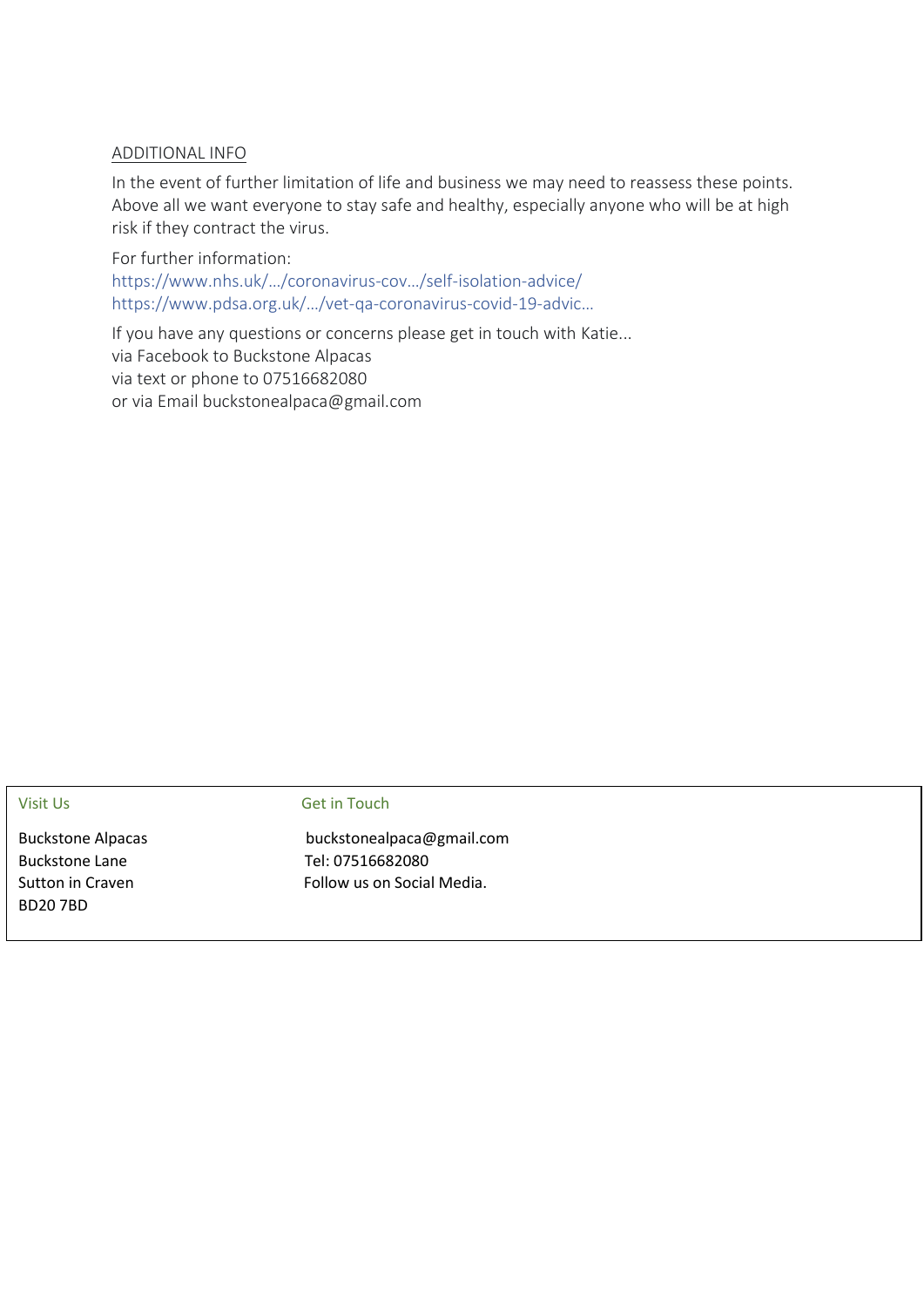ADDITIONAL INFO

In the event of further limitation of life and business we may need to reassess these points. Above all we want everyone to stay safe and healthy, especially anyone who will be at high risk if they contract the virus.

For further information:
https://www.nhs.uk/…/coronavirus-cov…/self-isolation-advice/
https://www.pdsa.org.uk/…/vet-qa-coronavirus-covid-19-advic…

If you have any questions or concerns please get in touch with Katie...
via Facebook to Buckstone Alpacas
via text or phone to 07516682080
or via Email buckstonealpaca@gmail.com

| Visit Us | Get in Touch |
| --- | --- |
| Buckstone Alpacas<br>Buckstone Lane<br>Sutton in Craven<br>BD20 7BD | buckstonealpaca@gmail.com<br>Tel: 07516682080<br>Follow us on Social Media. |